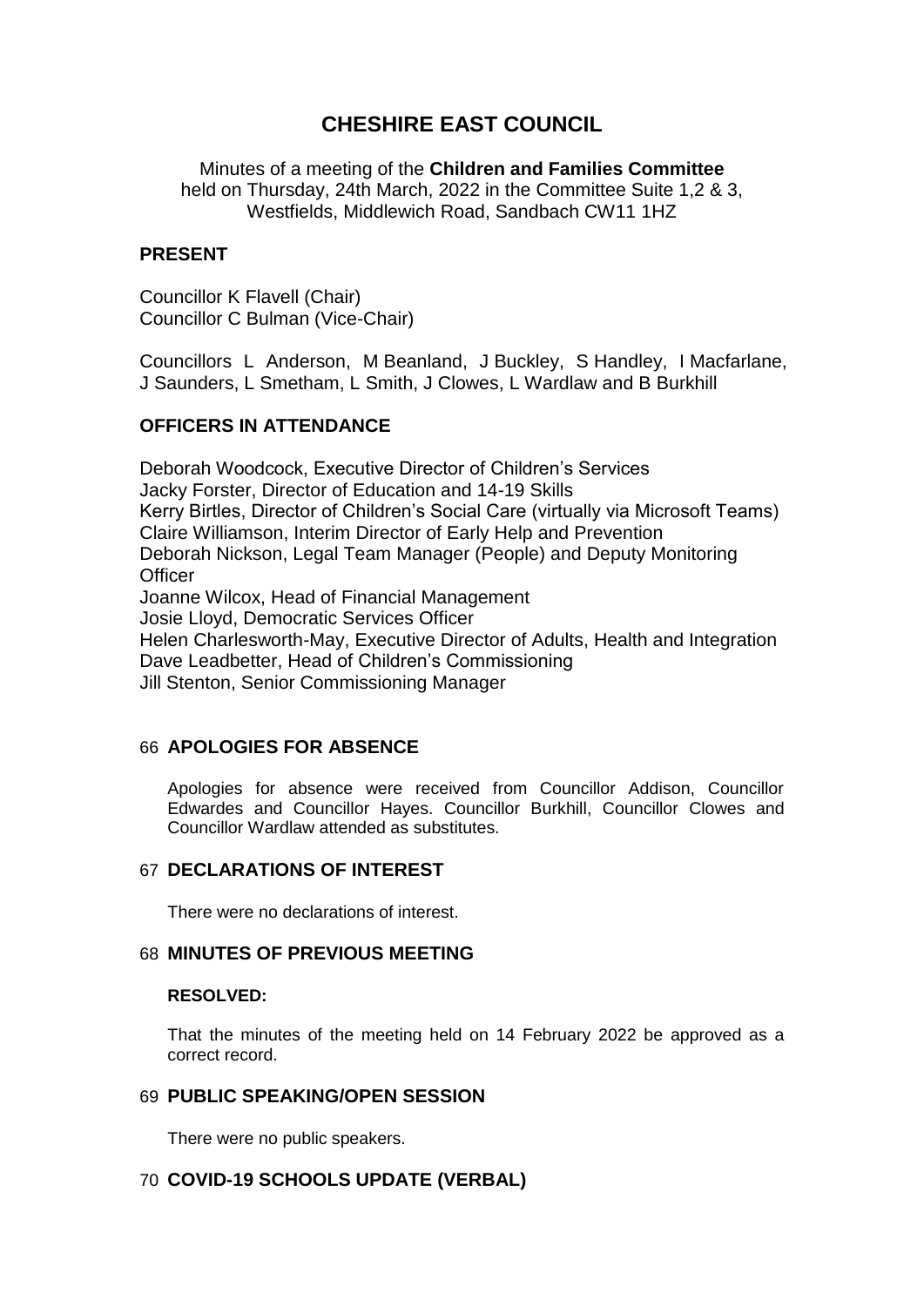# CHESHIRE EAST COUNCIL

Minutes of a meeting of the **Children and Families Committee**
held on Thursday, 24th March, 2022 in the Committee Suite 1,2 & 3, Westfields, Middlewich Road, Sandbach CW11 1HZ

## PRESENT

Councillor K Flavell (Chair)
Councillor C Bulman (Vice-Chair)

Councillors L Anderson, M Beanland, J Buckley, S Handley, I Macfarlane, J Saunders, L Smetham, L Smith, J Clowes, L Wardlaw and B Burkhill

## OFFICERS IN ATTENDANCE

Deborah Woodcock, Executive Director of Children's Services
Jacky Forster, Director of Education and 14-19 Skills
Kerry Birtles, Director of Children's Social Care (virtually via Microsoft Teams)
Claire Williamson, Interim Director of Early Help and Prevention
Deborah Nickson, Legal Team Manager (People) and Deputy Monitoring Officer
Joanne Wilcox, Head of Financial Management
Josie Lloyd, Democratic Services Officer
Helen Charlesworth-May, Executive Director of Adults, Health and Integration
Dave Leadbetter, Head of Children's Commissioning
Jill Stenton, Senior Commissioning Manager

## 66 APOLOGIES FOR ABSENCE

Apologies for absence were received from Councillor Addison, Councillor Edwardes and Councillor Hayes. Councillor Burkhill, Councillor Clowes and Councillor Wardlaw attended as substitutes.

## 67 DECLARATIONS OF INTEREST

There were no declarations of interest.

## 68 MINUTES OF PREVIOUS MEETING

**RESOLVED:**

That the minutes of the meeting held on 14 February 2022 be approved as a correct record.

## 69 PUBLIC SPEAKING/OPEN SESSION

There were no public speakers.

## 70 COVID-19 SCHOOLS UPDATE (VERBAL)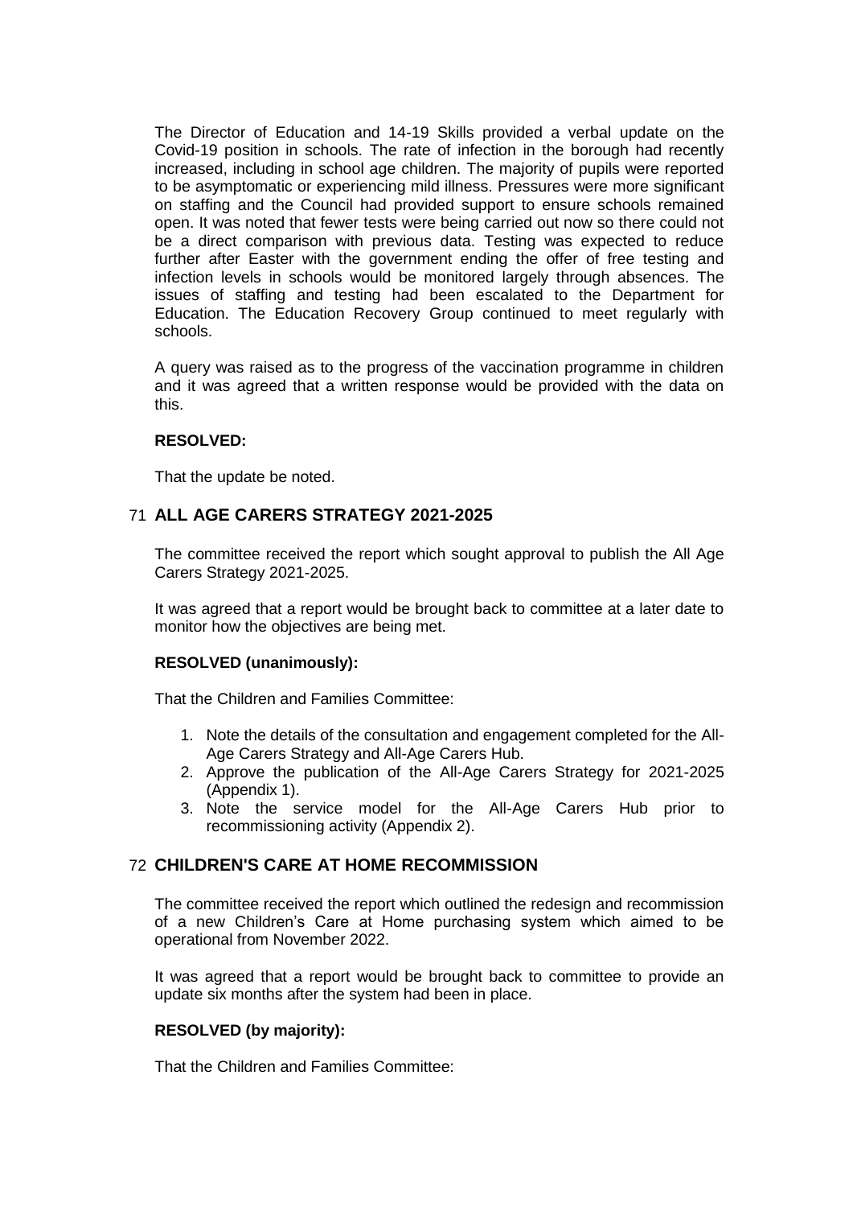The Director of Education and 14-19 Skills provided a verbal update on the Covid-19 position in schools. The rate of infection in the borough had recently increased, including in school age children. The majority of pupils were reported to be asymptomatic or experiencing mild illness. Pressures were more significant on staffing and the Council had provided support to ensure schools remained open. It was noted that fewer tests were being carried out now so there could not be a direct comparison with previous data. Testing was expected to reduce further after Easter with the government ending the offer of free testing and infection levels in schools would be monitored largely through absences. The issues of staffing and testing had been escalated to the Department for Education. The Education Recovery Group continued to meet regularly with schools.

A query was raised as to the progress of the vaccination programme in children and it was agreed that a written response would be provided with the data on this.

**RESOLVED:**

That the update be noted.

## 71 ALL AGE CARERS STRATEGY 2021-2025

The committee received the report which sought approval to publish the All Age Carers Strategy 2021-2025.

It was agreed that a report would be brought back to committee at a later date to monitor how the objectives are being met.

**RESOLVED (unanimously):**

That the Children and Families Committee:

1. Note the details of the consultation and engagement completed for the All-Age Carers Strategy and All-Age Carers Hub.
2. Approve the publication of the All-Age Carers Strategy for 2021-2025 (Appendix 1).
3. Note the service model for the All-Age Carers Hub prior to recommissioning activity (Appendix 2).

## 72 CHILDREN'S CARE AT HOME RECOMMISSION

The committee received the report which outlined the redesign and recommission of a new Children's Care at Home purchasing system which aimed to be operational from November 2022.

It was agreed that a report would be brought back to committee to provide an update six months after the system had been in place.

**RESOLVED (by majority):**

That the Children and Families Committee: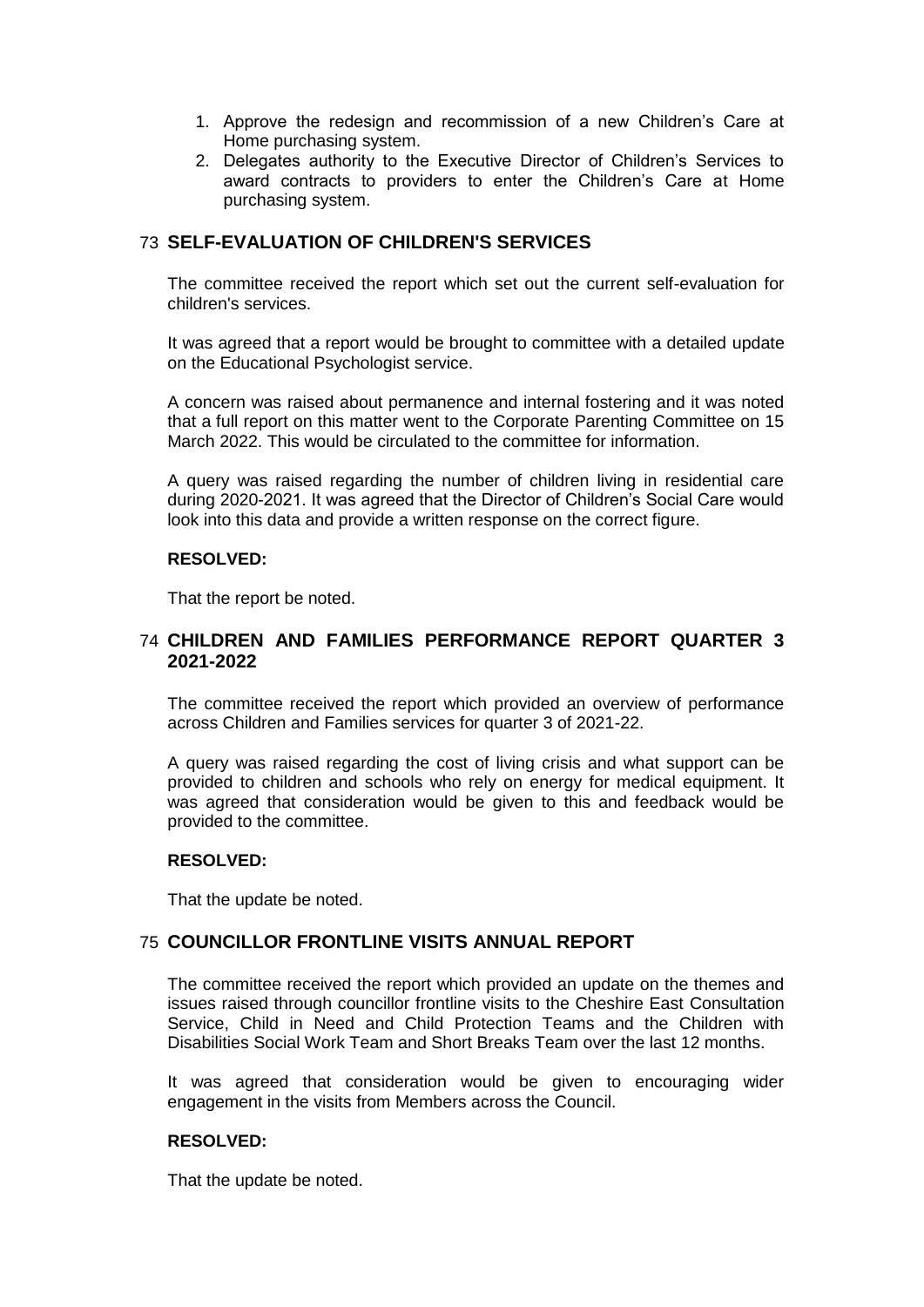1. Approve the redesign and recommission of a new Children's Care at Home purchasing system.
2. Delegates authority to the Executive Director of Children's Services to award contracts to providers to enter the Children's Care at Home purchasing system.

## 73 SELF-EVALUATION OF CHILDREN'S SERVICES

The committee received the report which set out the current self-evaluation for children's services.

It was agreed that a report would be brought to committee with a detailed update on the Educational Psychologist service.

A concern was raised about permanence and internal fostering and it was noted that a full report on this matter went to the Corporate Parenting Committee on 15 March 2022. This would be circulated to the committee for information.

A query was raised regarding the number of children living in residential care during 2020-2021. It was agreed that the Director of Children's Social Care would look into this data and provide a written response on the correct figure.

**RESOLVED:**

That the report be noted.

## 74 CHILDREN AND FAMILIES PERFORMANCE REPORT QUARTER 3 2021-2022

The committee received the report which provided an overview of performance across Children and Families services for quarter 3 of 2021-22.

A query was raised regarding the cost of living crisis and what support can be provided to children and schools who rely on energy for medical equipment. It was agreed that consideration would be given to this and feedback would be provided to the committee.

**RESOLVED:**

That the update be noted.

## 75 COUNCILLOR FRONTLINE VISITS ANNUAL REPORT

The committee received the report which provided an update on the themes and issues raised through councillor frontline visits to the Cheshire East Consultation Service, Child in Need and Child Protection Teams and the Children with Disabilities Social Work Team and Short Breaks Team over the last 12 months.

It was agreed that consideration would be given to encouraging wider engagement in the visits from Members across the Council.

**RESOLVED:**

That the update be noted.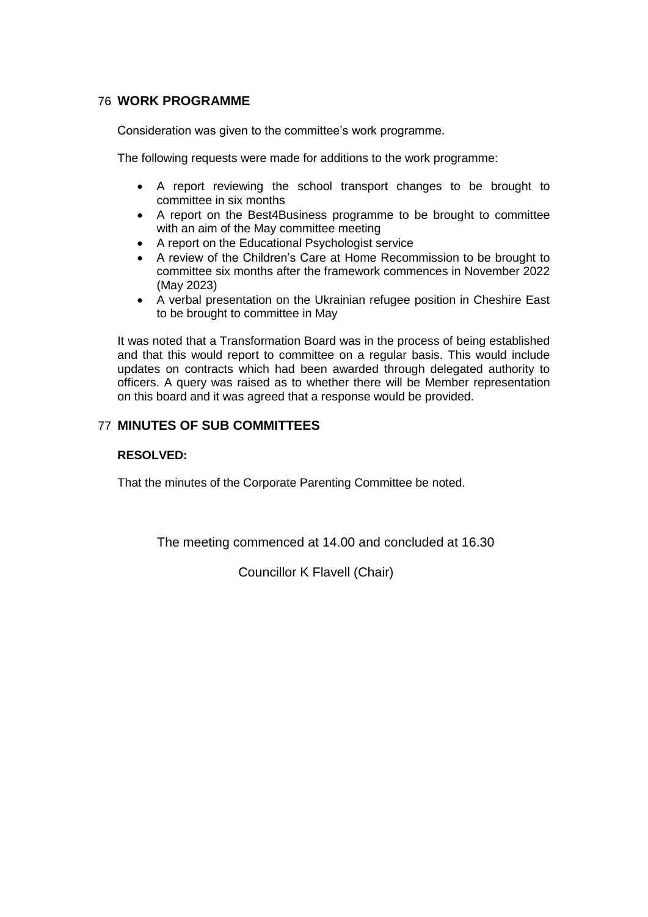## 76 WORK PROGRAMME

Consideration was given to the committee's work programme.

The following requests were made for additions to the work programme:

- A report reviewing the school transport changes to be brought to committee in six months
- A report on the Best4Business programme to be brought to committee with an aim of the May committee meeting
- A report on the Educational Psychologist service
- A review of the Children's Care at Home Recommission to be brought to committee six months after the framework commences in November 2022 (May 2023)
- A verbal presentation on the Ukrainian refugee position in Cheshire East to be brought to committee in May

It was noted that a Transformation Board was in the process of being established and that this would report to committee on a regular basis. This would include updates on contracts which had been awarded through delegated authority to officers. A query was raised as to whether there will be Member representation on this board and it was agreed that a response would be provided.

## 77 MINUTES OF SUB COMMITTEES

**RESOLVED:**

That the minutes of the Corporate Parenting Committee be noted.

The meeting commenced at 14.00 and concluded at 16.30

Councillor K Flavell (Chair)